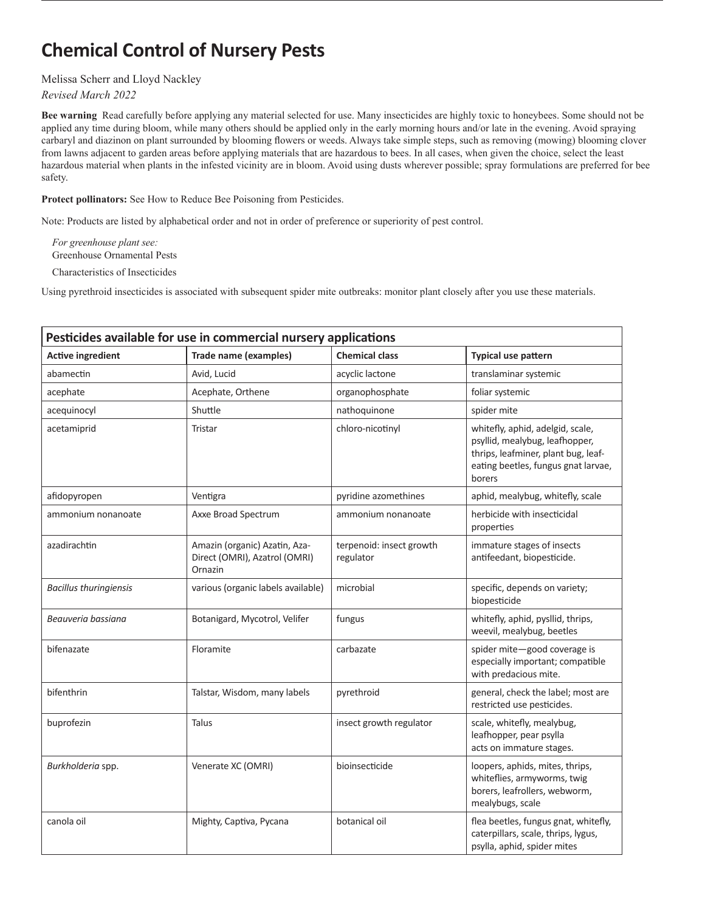# Chemical Control of Nursery Pests

Melissa Scherr and Lloyd Nackley

*Revised March 2022*

**Bee warning** Read carefully before applying any material selected for use. Many insecticides are highly toxic to honeybees. Some should not be applied any time during bloom, while many others should be applied only in the early morning hours and/or late in the evening. Avoid spraying carbaryl and diazinon on plant surrounded by blooming flowers or weeds. Always take simple steps, such as removing (mowing) blooming clover from lawns adjacent to garden areas before applying materials that are hazardous to bees. In all cases, when given the choice, select the least hazardous material when plants in the infested vicinity are in bloom. Avoid using dusts wherever possible; spray formulations are preferred for bee safety.

**Protect pollinators:** See How to Reduce Bee Poisoning from Pesticides.

Note: Products are listed by alphabetical order and not in order of preference or superiority of pest control.

*For greenhouse plant see:*
Greenhouse Ornamental Pests

Characteristics of Insecticides

Using pyrethroid insecticides is associated with subsequent spider mite outbreaks: monitor plant closely after you use these materials.

| Pesticides available for use in commercial nursery applications | | | |
|---|---|---|---|
| **Active ingredient** | **Trade name (examples)** | **Chemical class** | **Typical use pattern** |
| abamectin | Avid, Lucid | acyclic lactone | translaminar systemic |
| acephate | Acephate, Orthene | organophosphate | foliar systemic |
| acequinocyl | Shuttle | nathoquinone | spider mite |
| acetamiprid | Tristar | chloro-nicotinyl | whitefly, aphid, adelgid, scale, psyllid, mealybug, leafhopper, thrips, leafminer, plant bug, leaf-eating beetles, fungus gnat larvae, borers |
| afidopyropen | Ventigra | pyridine azomethines | aphid, mealybug, whitefly, scale |
| ammonium nonanoate | Axxe Broad Spectrum | ammonium nonanoate | herbicide with insecticidal properties |
| azadirachtin | Amazin (organic) Azatin, Aza-Direct (OMRI), Azatrol (OMRI) Ornazin | terpenoid: insect growth regulator | immature stages of insects antifeedant, biopesticide. |
| *Bacillus thuringiensis* | various (organic labels available) | microbial | specific, depends on variety; biopesticide |
| *Beauveria bassiana* | Botanigard, Mycotrol, Velifer | fungus | whitefly, aphid, pysllid, thrips, weevil, mealybug, beetles |
| bifenazate | Floramite | carbazate | spider mite—good coverage is especially important; compatible with predacious mite. |
| bifenthrin | Talstar, Wisdom, many labels | pyrethroid | general, check the label; most are restricted use pesticides. |
| buprofezin | Talus | insect growth regulator | scale, whitefly, mealybug, leafhopper, pear psylla acts on immature stages. |
| *Burkholderia* spp. | Venerate XC (OMRI) | bioinsecticide | loopers, aphids, mites, thrips, whiteflies, armyworms, twig borers, leafrollers, webworm, mealybugs, scale |
| canola oil | Mighty, Captiva, Pycana | botanical oil | flea beetles, fungus gnat, whitefly, caterpillars, scale, thrips, lygus, psylla, aphid, spider mites |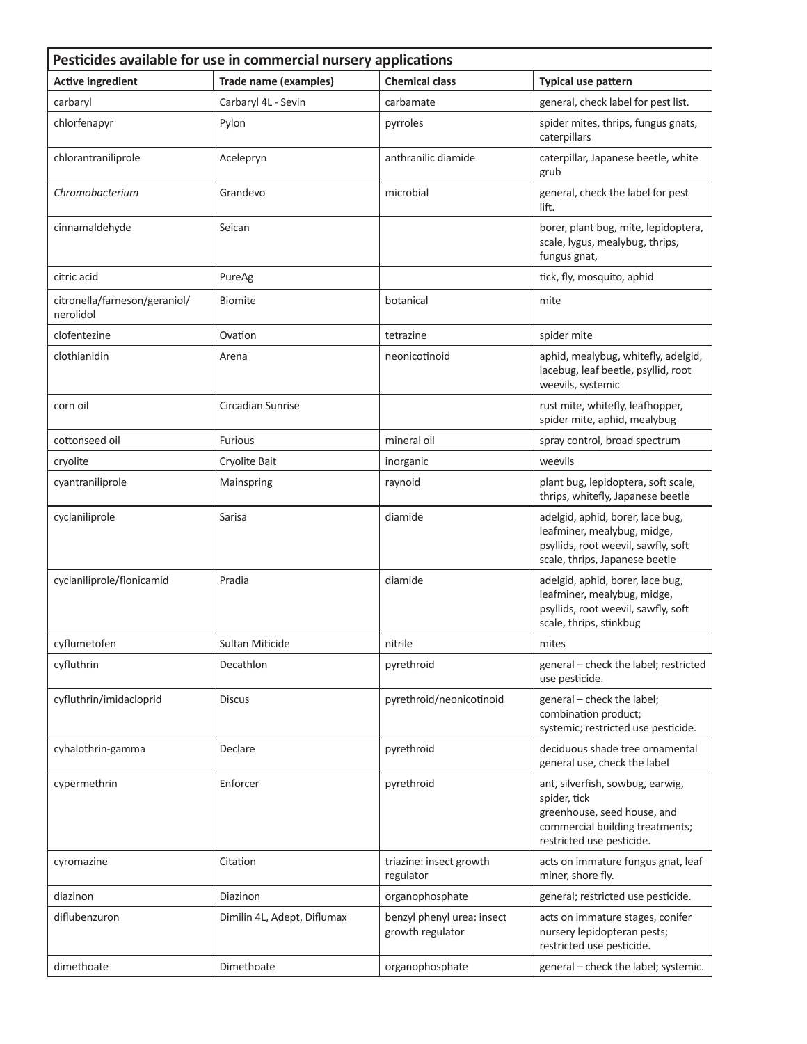| Pesticides available for use in commercial nursery applications | | | |
|---|---|---|---|
| **Active ingredient** | **Trade name (examples)** | **Chemical class** | **Typical use pattern** |
| carbaryl | Carbaryl 4L - Sevin | carbamate | general, check label for pest list. |
| chlorfenapyr | Pylon | pyrroles | spider mites, thrips, fungus gnats, caterpillars |
| chlorantraniliprole | Acelepryn | anthranilic diamide | caterpillar, Japanese beetle, white grub |
| *Chromobacterium* | Grandevo | microbial | general, check the label for pest lift. |
| cinnamaldehyde | Seican | | borer, plant bug, mite, lepidoptera, scale, lygus, mealybug, thrips, fungus gnat, |
| citric acid | PureAg | | tick, fly, mosquito, aphid |
| citronella/farneson/geraniol/ nerolidol | Biomite | botanical | mite |
| clofentezine | Ovation | tetrazine | spider mite |
| clothianidin | Arena | neonicotinoid | aphid, mealybug, whitefly, adelgid, lacebug, leaf beetle, psyllid, root weevils, systemic |
| corn oil | Circadian Sunrise | | rust mite, whitefly, leafhopper, spider mite, aphid, mealybug |
| cottonseed oil | Furious | mineral oil | spray control, broad spectrum |
| cryolite | Cryolite Bait | inorganic | weevils |
| cyantraniliprole | Mainspring | raynoid | plant bug, lepidoptera, soft scale, thrips, whitefly, Japanese beetle |
| cyclaniliprole | Sarisa | diamide | adelgid, aphid, borer, lace bug, leafminer, mealybug, midge, psyllids, root weevil, sawfly, soft scale, thrips, Japanese beetle |
| cyclaniliprole/flonicamid | Pradia | diamide | adelgid, aphid, borer, lace bug, leafminer, mealybug, midge, psyllids, root weevil, sawfly, soft scale, thrips, stinkbug |
| cyflumetofen | Sultan Miticide | nitrile | mites |
| cyfluthrin | Decathlon | pyrethroid | general – check the label; restricted use pesticide. |
| cyfluthrin/imidacloprid | Discus | pyrethroid/neonicotinoid | general – check the label; combination product; systemic; restricted use pesticide. |
| cyhalothrin-gamma | Declare | pyrethroid | deciduous shade tree ornamental general use, check the label |
| cypermethrin | Enforcer | pyrethroid | ant, silverfish, sowbug, earwig, spider, tick greenhouse, seed house, and commercial building treatments; restricted use pesticide. |
| cyromazine | Citation | triazine: insect growth regulator | acts on immature fungus gnat, leaf miner, shore fly. |
| diazinon | Diazinon | organophosphate | general; restricted use pesticide. |
| diflubenzuron | Dimilin 4L, Adept, Diflumax | benzyl phenyl urea: insect growth regulator | acts on immature stages, conifer nursery lepidopteran pests; restricted use pesticide. |
| dimethoate | Dimethoate | organophosphate | general – check the label; systemic. |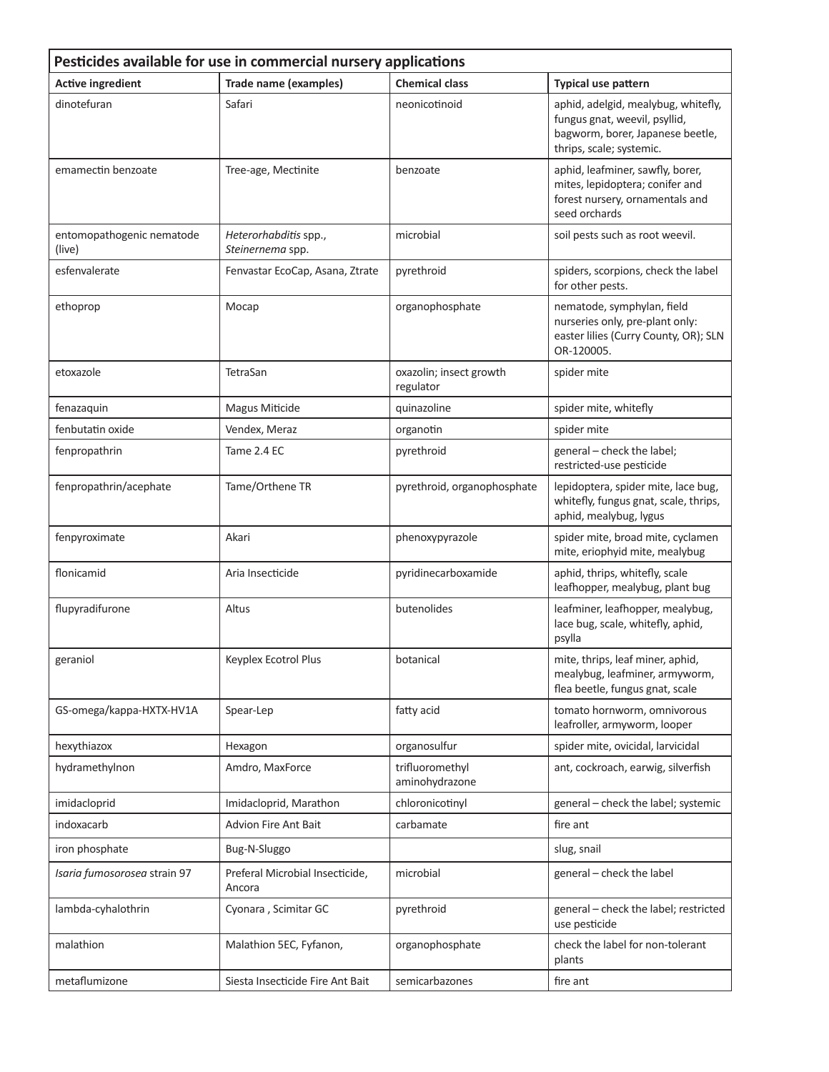| Pesticides available for use in commercial nursery applications | | | |
|---|---|---|---|
| **Active ingredient** | **Trade name (examples)** | **Chemical class** | **Typical use pattern** |
| dinotefuran | Safari | neonicotinoid | aphid, adelgid, mealybug, whitefly, fungus gnat, weevil, psyllid, bagworm, borer, Japanese beetle, thrips, scale; systemic. |
| emamectin benzoate | Tree-age, Mectinite | benzoate | aphid, leafminer, sawfly, borer, mites, lepidoptera; conifer and forest nursery, ornamentals and seed orchards |
| entomopathogenic nematode (live) | *Heterorhabditis* spp., *Steinernema* spp. | microbial | soil pests such as root weevil. |
| esfenvalerate | Fenvastar EcoCap, Asana, Ztrate | pyrethroid | spiders, scorpions, check the label for other pests. |
| ethoprop | Mocap | organophosphate | nematode, symphylan, field nurseries only, pre-plant only: easter lilies (Curry County, OR); SLN OR-120005. |
| etoxazole | TetraSan | oxazolin; insect growth regulator | spider mite |
| fenazaquin | Magus Miticide | quinazoline | spider mite, whitefly |
| fenbutatin oxide | Vendex, Meraz | organotin | spider mite |
| fenpropathrin | Tame 2.4 EC | pyrethroid | general – check the label; restricted-use pesticide |
| fenpropathrin/acephate | Tame/Orthene TR | pyrethroid, organophosphate | lepidoptera, spider mite, lace bug, whitefly, fungus gnat, scale, thrips, aphid, mealybug, lygus |
| fenpyroximate | Akari | phenoxypyrazole | spider mite, broad mite, cyclamen mite, eriophyid mite, mealybug |
| flonicamid | Aria Insecticide | pyridinecarboxamide | aphid, thrips, whitefly, scale leafhopper, mealybug, plant bug |
| flupyradifurone | Altus | butenolides | leafminer, leafhopper, mealybug, lace bug, scale, whitefly, aphid, psylla |
| geraniol | Keyplex Ecotrol Plus | botanical | mite, thrips, leaf miner, aphid, mealybug, leafminer, armyworm, flea beetle, fungus gnat, scale |
| GS-omega/kappa-HXTX-HV1A | Spear-Lep | fatty acid | tomato hornworm, omnivorous leafroller, armyworm, looper |
| hexythiazox | Hexagon | organosulfur | spider mite, ovicidal, larvicidal |
| hydramethylnon | Amdro, MaxForce | trifluoromethyl aminohydrazone | ant, cockroach, earwig, silverfish |
| imidacloprid | Imidacloprid, Marathon | chloronicotinyl | general – check the label; systemic |
| indoxacarb | Advion Fire Ant Bait | carbamate | fire ant |
| iron phosphate | Bug-N-Sluggo | | slug, snail |
| *Isaria fumosorosea* strain 97 | Preferal Microbial Insecticide, Ancora | microbial | general – check the label |
| lambda-cyhalothrin | Cyonara , Scimitar GC | pyrethroid | general – check the label; restricted use pesticide |
| malathion | Malathion 5EC, Fyfanon, | organophosphate | check the label for non-tolerant plants |
| metaflumizone | Siesta Insecticide Fire Ant Bait | semicarbazones | fire ant |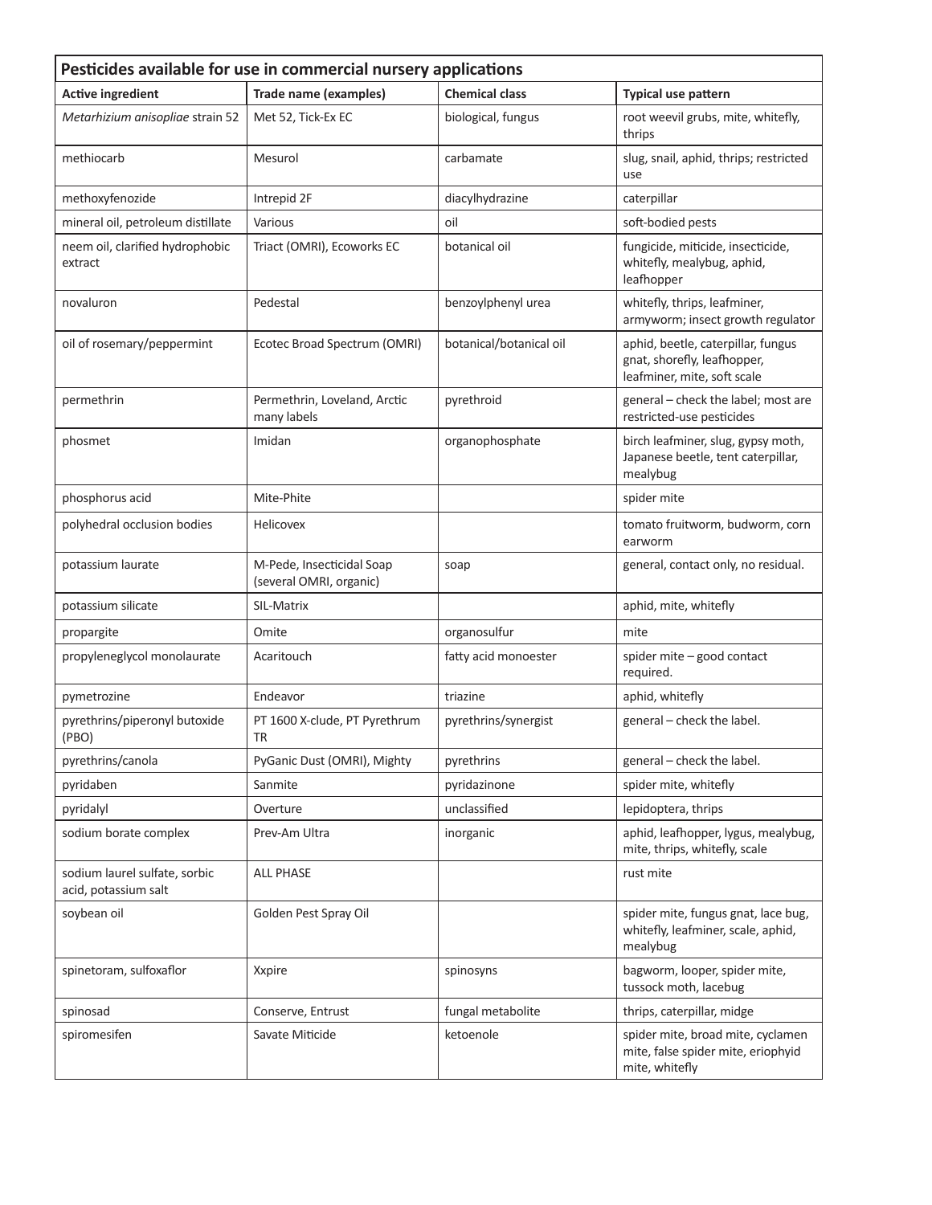| **Pesticides available for use in commercial nursery applications** | | | |
|---|---|---|---|
| **Active ingredient** | **Trade name (examples)** | **Chemical class** | **Typical use pattern** |
| *Metarhizium anisopliae* strain 52 | Met 52, Tick-Ex EC | biological, fungus | root weevil grubs, mite, whitefly, thrips |
| methiocarb | Mesurol | carbamate | slug, snail, aphid, thrips; restricted use |
| methoxyfenozide | Intrepid 2F | diacylhydrazine | caterpillar |
| mineral oil, petroleum distillate | Various | oil | soft-bodied pests |
| neem oil, clarified hydrophobic extract | Triact (OMRI), Ecoworks EC | botanical oil | fungicide, miticide, insecticide, whitefly, mealybug, aphid, leafhopper |
| novaluron | Pedestal | benzoylphenyl urea | whitefly, thrips, leafminer, armyworm; insect growth regulator |
| oil of rosemary/peppermint | Ecotec Broad Spectrum (OMRI) | botanical/botanical oil | aphid, beetle, caterpillar, fungus gnat, shorefly, leafhopper, leafminer, mite, soft scale |
| permethrin | Permethrin, Loveland, Arctic many labels | pyrethroid | general – check the label; most are restricted-use pesticides |
| phosmet | Imidan | organophosphate | birch leafminer, slug, gypsy moth, Japanese beetle, tent caterpillar, mealybug |
| phosphorus acid | Mite-Phite | | spider mite |
| polyhedral occlusion bodies | Helicovex | | tomato fruitworm, budworm, corn earworm |
| potassium laurate | M-Pede, Insecticidal Soap (several OMRI, organic) | soap | general, contact only, no residual. |
| potassium silicate | SIL-Matrix | | aphid, mite, whitefly |
| propargite | Omite | organosulfur | mite |
| propyleneglycol monolaurate | Acaritouch | fatty acid monoester | spider mite – good contact required. |
| pymetrozine | Endeavor | triazine | aphid, whitefly |
| pyrethrins/piperonyl butoxide (PBO) | PT 1600 X-clude, PT Pyrethrum TR | pyrethrins/synergist | general – check the label. |
| pyrethrins/canola | PyGanic Dust (OMRI), Mighty | pyrethrins | general – check the label. |
| pyridaben | Sanmite | pyridazinone | spider mite, whitefly |
| pyridalyl | Overture | unclassified | lepidoptera, thrips |
| sodium borate complex | Prev-Am Ultra | inorganic | aphid, leafhopper, lygus, mealybug, mite, thrips, whitefly, scale |
| sodium laurel sulfate, sorbic acid, potassium salt | ALL PHASE | | rust mite |
| soybean oil | Golden Pest Spray Oil | | spider mite, fungus gnat, lace bug, whitefly, leafminer, scale, aphid, mealybug |
| spinetoram, sulfoxaflor | Xxpire | spinosyns | bagworm, looper, spider mite, tussock moth, lacebug |
| spinosad | Conserve, Entrust | fungal metabolite | thrips, caterpillar, midge |
| spiromesifen | Savate Miticide | ketoenole | spider mite, broad mite, cyclamen mite, false spider mite, eriophyid mite, whitefly |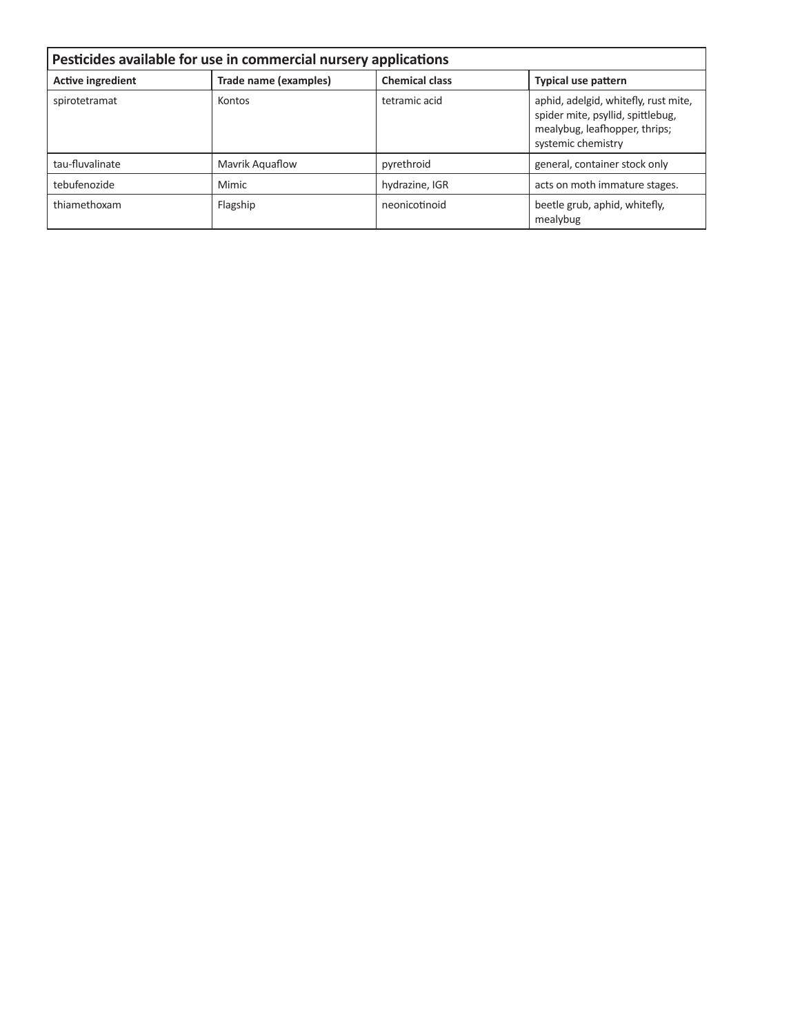| Pesticides available for use in commercial nursery applications | | | |
|---|---|---|---|
| **Active ingredient** | **Trade name (examples)** | **Chemical class** | **Typical use pattern** |
| spirotetramat | Kontos | tetramic acid | aphid, adelgid, whitefly, rust mite, spider mite, psyllid, spittlebug, mealybug, leafhopper, thrips; systemic chemistry |
| tau-fluvalinate | Mavrik Aquaflow | pyrethroid | general, container stock only |
| tebufenozide | Mimic | hydrazine, IGR | acts on moth immature stages. |
| thiamethoxam | Flagship | neonicotinoid | beetle grub, aphid, whitefly, mealybug |